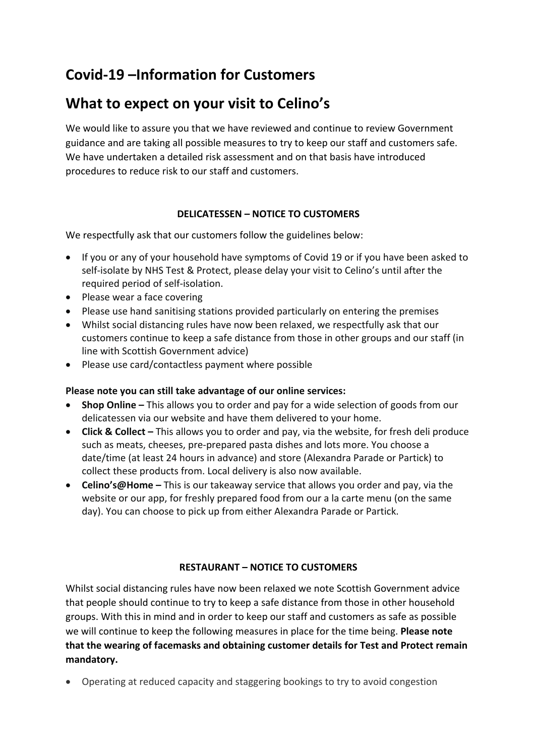# Covid-19 –Information for Customers

# What to expect on your visit to Celino's

We would like to assure you that we have reviewed and continue to review Government guidance and are taking all possible measures to try to keep our staff and customers safe. We have undertaken a detailed risk assessment and on that basis have introduced procedures to reduce risk to our staff and customers.

**DELICATESSEN – NOTICE TO CUSTOMERS**

We respectfully ask that our customers follow the guidelines below:

- If you or any of your household have symptoms of Covid 19 or if you have been asked to self-isolate by NHS Test & Protect, please delay your visit to Celino's until after the required period of self-isolation.
- Please wear a face covering
- Please use hand sanitising stations provided particularly on entering the premises
- Whilst social distancing rules have now been relaxed, we respectfully ask that our customers continue to keep a safe distance from those in other groups and our staff (in line with Scottish Government advice)
- Please use card/contactless payment where possible

**Please note you can still take advantage of our online services:**

- **Shop Online –** This allows you to order and pay for a wide selection of goods from our delicatessen via our website and have them delivered to your home.
- **Click & Collect –** This allows you to order and pay, via the website, for fresh deli produce such as meats, cheeses, pre-prepared pasta dishes and lots more. You choose a date/time (at least 24 hours in advance) and store (Alexandra Parade or Partick) to collect these products from. Local delivery is also now available.
- **Celino's@Home –** This is our takeaway service that allows you order and pay, via the website or our app, for freshly prepared food from our a la carte menu (on the same day). You can choose to pick up from either Alexandra Parade or Partick.

**RESTAURANT – NOTICE TO CUSTOMERS**

Whilst social distancing rules have now been relaxed we note Scottish Government advice that people should continue to try to keep a safe distance from those in other household groups. With this in mind and in order to keep our staff and customers as safe as possible we will continue to keep the following measures in place for the time being. **Please note that the wearing of facemasks and obtaining customer details for Test and Protect remain mandatory.**

- Operating at reduced capacity and staggering bookings to try to avoid congestion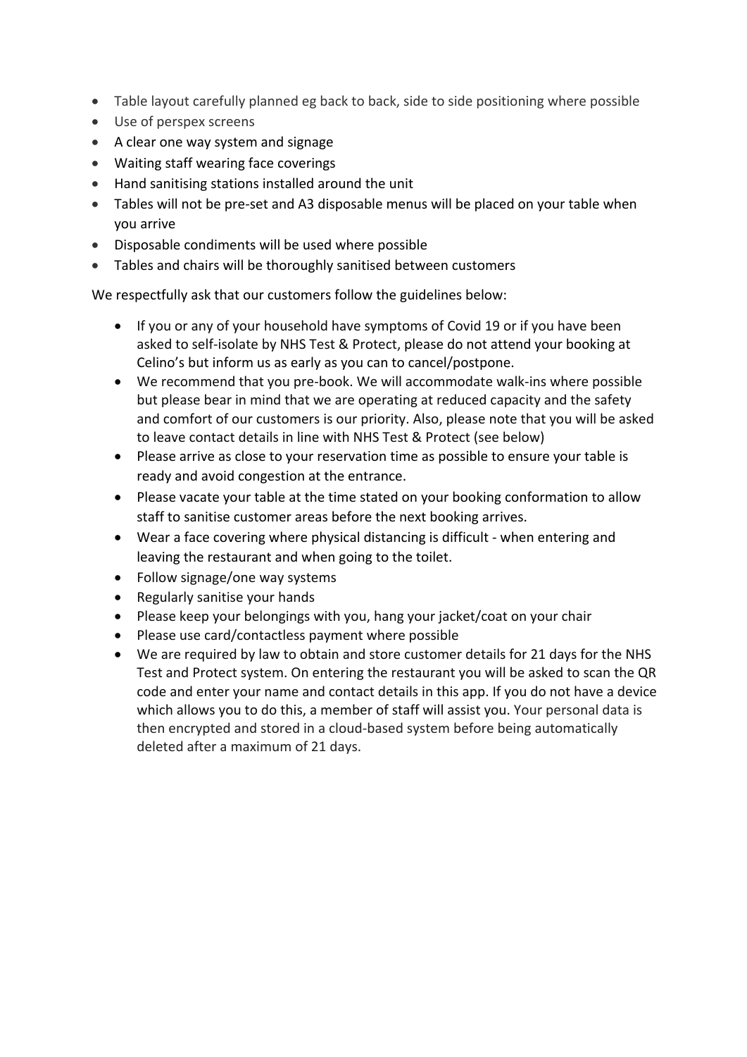- Table layout carefully planned eg back to back, side to side positioning where possible
- Use of perspex screens
- A clear one way system and signage
- Waiting staff wearing face coverings
- Hand sanitising stations installed around the unit
- Tables will not be pre-set and A3 disposable menus will be placed on your table when you arrive
- Disposable condiments will be used where possible
- Tables and chairs will be thoroughly sanitised between customers

We respectfully ask that our customers follow the guidelines below:

- If you or any of your household have symptoms of Covid 19 or if you have been asked to self-isolate by NHS Test & Protect, please do not attend your booking at Celino's but inform us as early as you can to cancel/postpone.
- We recommend that you pre-book. We will accommodate walk-ins where possible but please bear in mind that we are operating at reduced capacity and the safety and comfort of our customers is our priority. Also, please note that you will be asked to leave contact details in line with NHS Test & Protect (see below)
- Please arrive as close to your reservation time as possible to ensure your table is ready and avoid congestion at the entrance.
- Please vacate your table at the time stated on your booking conformation to allow staff to sanitise customer areas before the next booking arrives.
- Wear a face covering where physical distancing is difficult - when entering and leaving the restaurant and when going to the toilet.
- Follow signage/one way systems
- Regularly sanitise your hands
- Please keep your belongings with you, hang your jacket/coat on your chair
- Please use card/contactless payment where possible
- We are required by law to obtain and store customer details for 21 days for the NHS Test and Protect system. On entering the restaurant you will be asked to scan the QR code and enter your name and contact details in this app. If you do not have a device which allows you to do this, a member of staff will assist you. Your personal data is then encrypted and stored in a cloud-based system before being automatically deleted after a maximum of 21 days.